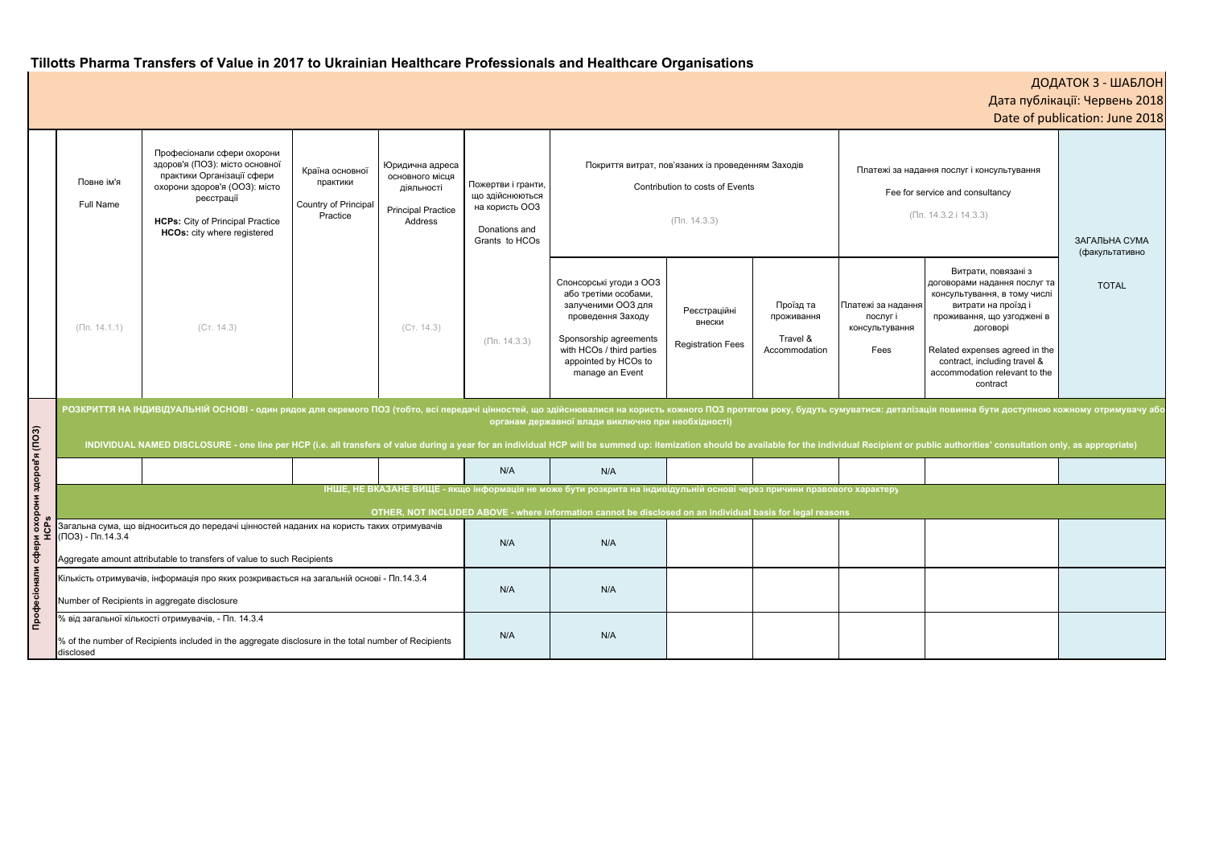# Tillotts Pharma Transfers of Value in 2017 to Ukrainian Healthcare Professionals and Healthcare Organisations

ДОДАТОК 3 - ШАБЛОН
Дата публікації: Червень 2018
Date of publication: June 2018

| | Повне ім'я<br>Full Name<br>(Пп. 14.1.1) | Професіонали сфери охорони здоров'я (ПОЗ): місто основної практики Організації сфери охорони здоров'я (ООЗ): місто реєстрації<br>**HCPs:** City of Principal Practice<br>**HCOs:** city where registered<br>(Ст. 14.3) | Країна основної практики<br>Country of Principal Practice | Юридична адреса основного місця діяльності<br>Principal Practice Address<br>(Ст. 14.3) | Пожертви і гранти, що здійснюються на користь ООЗ<br>Donations and Grants to HCOs<br>(Пп. 14.3.3) | Покриття витрат, пов'язаних із проведенням Заходів<br>Contribution to costs of Events<br>(Пп. 14.3.3) | | | Платежі за надання послуг і консультування<br>Fee for service and consultancy<br>(Пп. 14.3.2 і 14.3.3) | | ЗАГАЛЬНА СУМА (факультативно)<br>TOTAL |
|---|---|---|---|---|---|---|---|---|---|---|---|
| | | | | | | Спонсорські угоди з ООЗ або третіми особами, залученими ООЗ для проведення Заходу<br>Sponsorship agreements with HCOs / third parties appointed by HCOs to manage an Event | Реєстраційні внески<br>Registration Fees | Проїзд та проживання<br>Travel & Accommodation | Платежі за надання послуг і консультування<br>Fees | Витрати, повязані з договорами надання послуг та консультування, в тому числі витрати на проїзд і проживання, що узгоджені в договорі<br>Related expenses agreed in the contract, including travel & accommodation relevant to the contract | |
| **Професіонали сфери охорони здоров'я (ПОЗ) HCPs** | **РОЗКРИТТЯ НА ІНДИВІДУАЛЬНІЙ ОСНОВІ - один рядок для окремого ПОЗ (тобто, всі передачі цінностей, що здійснювалися на користь кожного ПОЗ протягом року, будуть сумуватися: деталізація повинна бути доступною кожному отримувачу або органам державної влади виключно при необхідності)**<br>**INDIVIDUAL NAMED DISCLOSURE - one line per HCP (i.e. all transfers of value during a year for an individual HCP will be summed up: itemization should be available for the individual Recipient or public authorities' consultation only, as appropriate)** | | | | | | | | | | |
| | | | | | N/A | N/A | | | | | |
| | **ІНШЕ, НЕ ВКАЗАНЕ ВИЩЕ - якщо інформація не може бути розкрита на індивідуальній основі через причини правового характеру**<br>**OTHER, NOT INCLUDED ABOVE - where information cannot be disclosed on an individual basis for legal reasons** | | | | | | | | | | |
| | Загальна сума, що відноситься до передачі цінностей наданих на користь таких отримувачів (ПОЗ) - Пп.14.3.4<br>Aggregate amount attributable to transfers of value to such Recipients | | | | N/A | N/A | | | | | |
| | Кількість отримувачів, інформація про яких розкривається на загальній основі - Пп.14.3.4<br>Number of Recipients in aggregate disclosure | | | | N/A | N/A | | | | | |
| | % від загальної кількості отримувачів, - Пп. 14.3.4<br>% of the number of Recipients included in the aggregate disclosure in the total number of Recipients disclosed | | | | N/A | N/A | | | | | |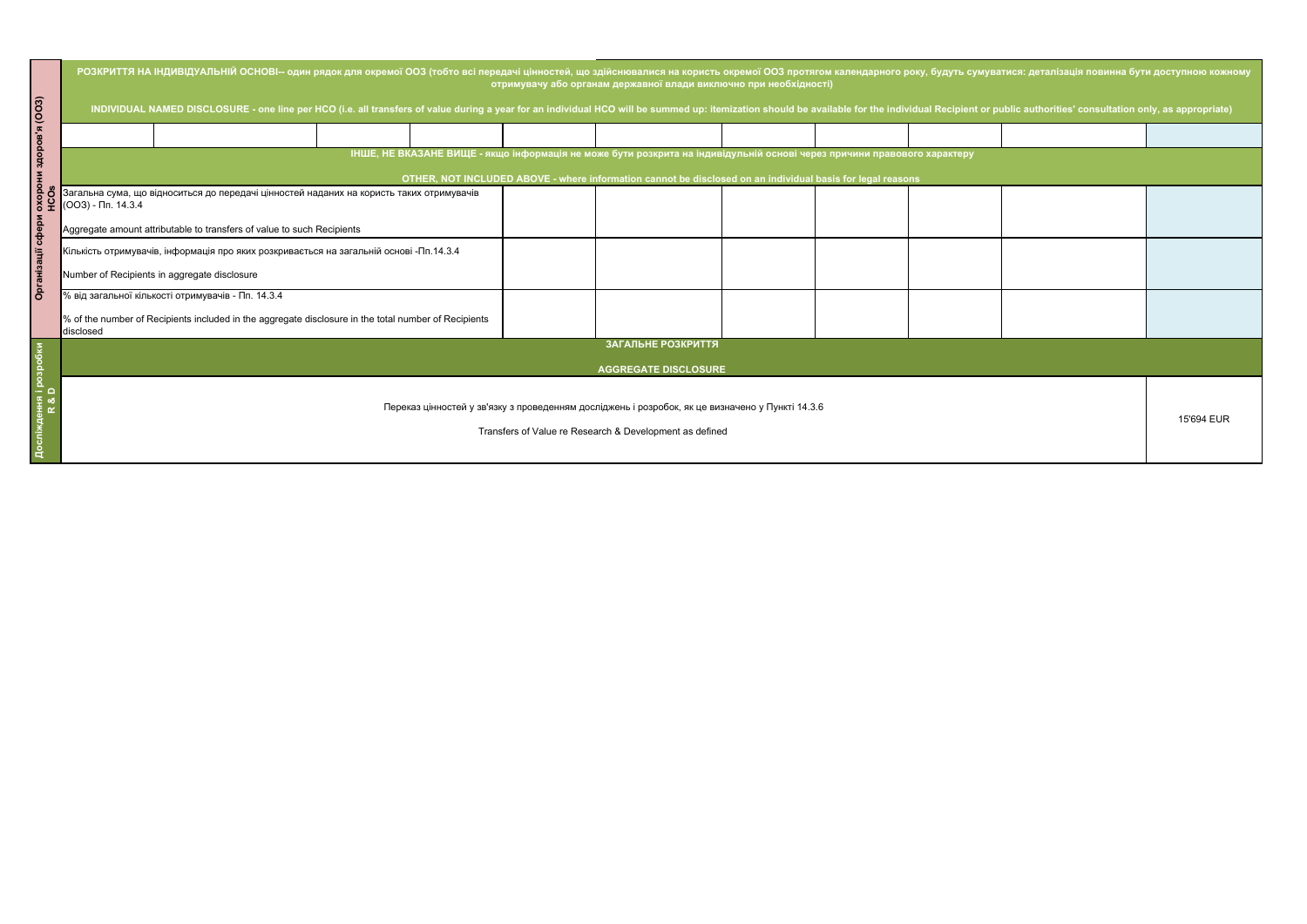| Організації сфери охорони здоров'я (ООЗ) HCOs | | | | | | | | | | |
|---|---|---|---|---|---|---|---|---|---|---|
| **РОЗКРИТТЯ НА ІНДИВІДУАЛЬНІЙ ОСНОВІ-- один рядок для окремої ООЗ (тобто всі передачі цінностей, що здійснювалися на користь окремої ООЗ протягом календарного року, будуть сумуватися: деталізація повинна бути доступною кожному отримувачу або органам державної влади виключно при необхідності)**<br><br>**INDIVIDUAL NAMED DISCLOSURE - one line per HCO (i.e. all transfers of value during a year for an individual HCO will be summed up: itemization should be available for the individual Recipient or public authorities' consultation only, as appropriate)** | | | | | | | | | | |
| | | | | | | | | | | |
| **ІНШЕ, НЕ ВКАЗАНЕ ВИЩЕ - якщо інформація не може бути розкрита на індивідуальній основі через причини правового характеру**<br><br>**OTHER, NOT INCLUDED ABOVE - where information cannot be disclosed on an individual basis for legal reasons** | | | | | | | | | | |
| Загальна сума, що відноситься до передачі цінностей наданих на користь таких отримувачів (ООЗ) - Пп. 14.3.4<br><br>Aggregate amount attributable to transfers of value to such Recipients | | | | | | | | | | |
| Кількість отримувачів, інформація про яких розкривається на загальній основі -Пп.14.3.4<br><br>Number of Recipients in aggregate disclosure | | | | | | | | | | |
| % від загальної кількості отримувачів - Пп. 14.3.4<br><br>% of the number of Recipients included in the aggregate disclosure in the total number of Recipients disclosed | | | | | | | | | | |

| Дослідження і розробки R & D | |
|---|---|
| **ЗАГАЛЬНЕ РОЗКРИТТЯ**<br><br>**AGGREGATE DISCLOSURE** | |
| Переказ цінностей у зв'язку з проведенням досліджень і розробок, як це визначено у Пункті 14.3.6<br><br>Transfers of Value re Research & Development as defined | 15'694 EUR |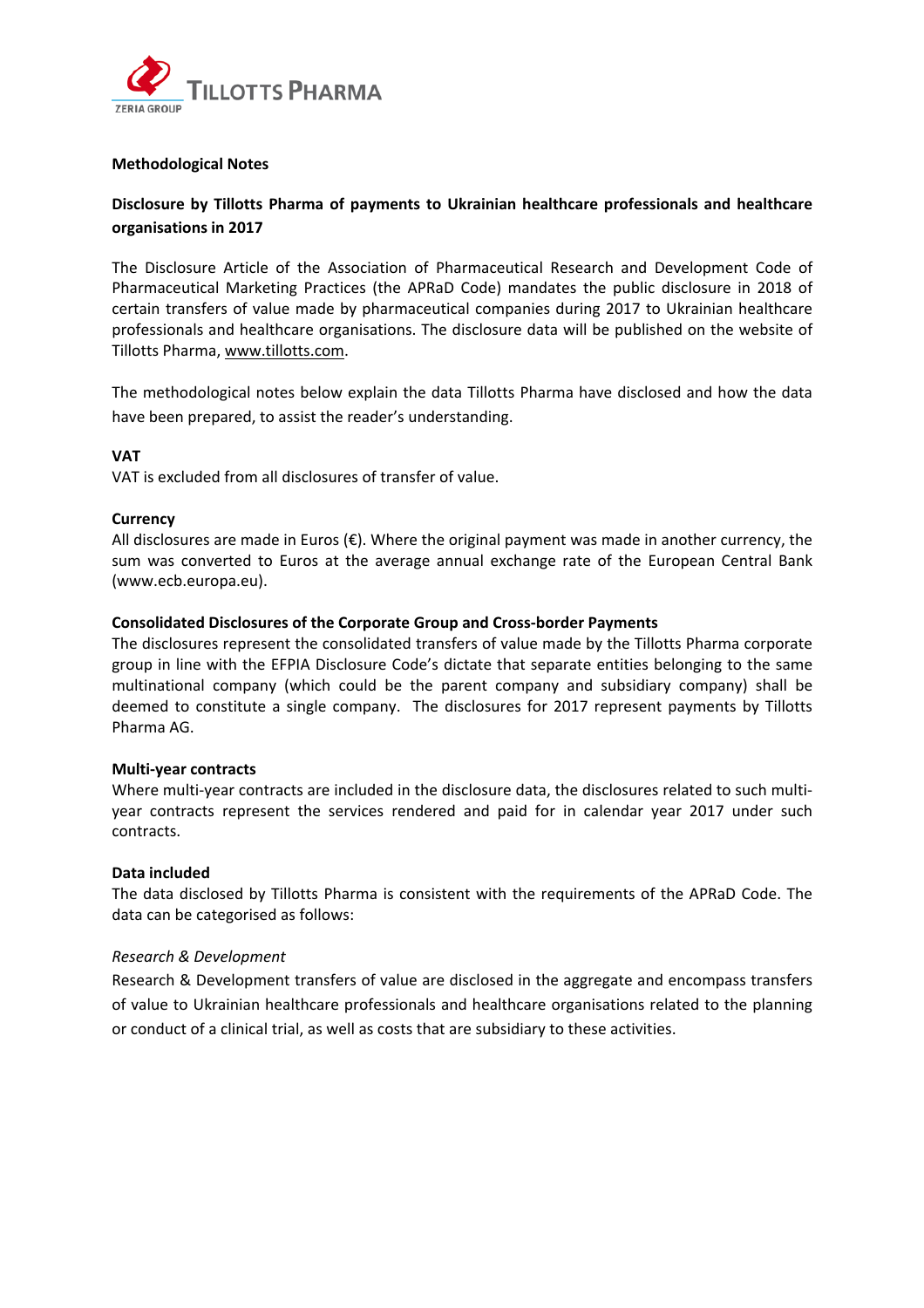TILLOTTS PHARMA
ZERIA GROUP

**Methodological Notes**

**Disclosure by Tillotts Pharma of payments to Ukrainian healthcare professionals and healthcare organisations in 2017**

The Disclosure Article of the Association of Pharmaceutical Research and Development Code of Pharmaceutical Marketing Practices (the APRaD Code) mandates the public disclosure in 2018 of certain transfers of value made by pharmaceutical companies during 2017 to Ukrainian healthcare professionals and healthcare organisations. The disclosure data will be published on the website of Tillotts Pharma, www.tillotts.com.

The methodological notes below explain the data Tillotts Pharma have disclosed and how the data have been prepared, to assist the reader's understanding.

**VAT**

VAT is excluded from all disclosures of transfer of value.

**Currency**

All disclosures are made in Euros (€). Where the original payment was made in another currency, the sum was converted to Euros at the average annual exchange rate of the European Central Bank (www.ecb.europa.eu).

**Consolidated Disclosures of the Corporate Group and Cross-border Payments**

The disclosures represent the consolidated transfers of value made by the Tillotts Pharma corporate group in line with the EFPIA Disclosure Code's dictate that separate entities belonging to the same multinational company (which could be the parent company and subsidiary company) shall be deemed to constitute a single company. The disclosures for 2017 represent payments by Tillotts Pharma AG.

**Multi-year contracts**

Where multi-year contracts are included in the disclosure data, the disclosures related to such multi-year contracts represent the services rendered and paid for in calendar year 2017 under such contracts.

**Data included**

The data disclosed by Tillotts Pharma is consistent with the requirements of the APRaD Code. The data can be categorised as follows:

*Research & Development*

Research & Development transfers of value are disclosed in the aggregate and encompass transfers of value to Ukrainian healthcare professionals and healthcare organisations related to the planning or conduct of a clinical trial, as well as costs that are subsidiary to these activities.